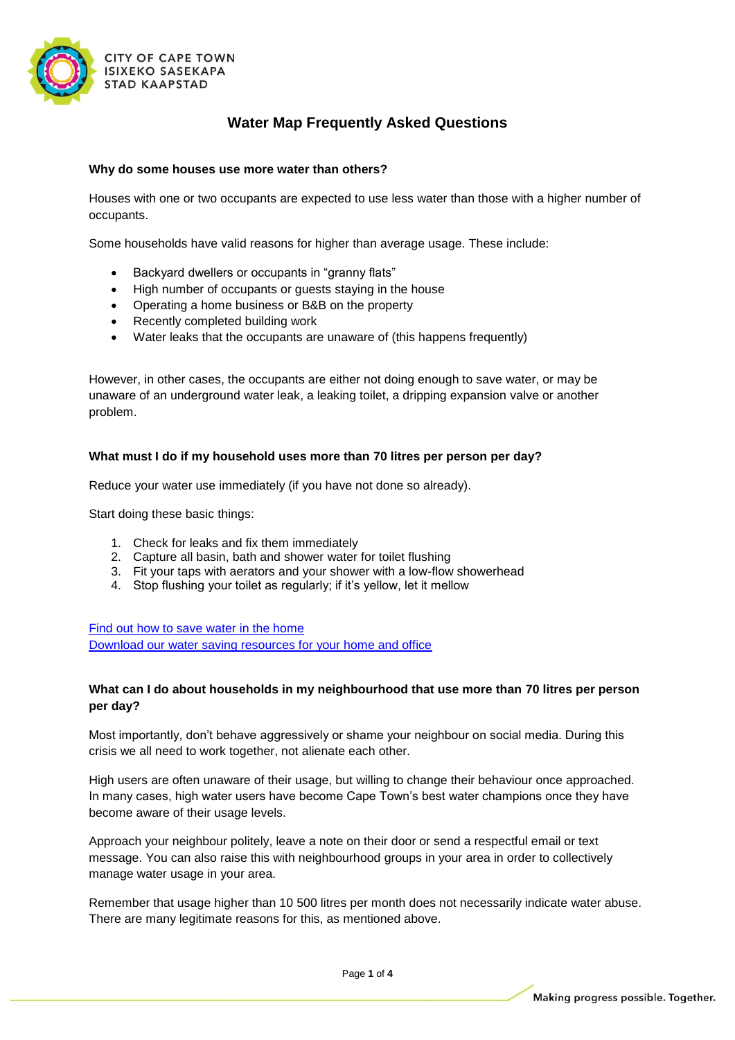CITY OF CAPE TOWN
ISIXEKO SASEKAPA
STAD KAAPSTAD

# Water Map Frequently Asked Questions

### Why do some houses use more water than others?

Houses with one or two occupants are expected to use less water than those with a higher number of occupants.

Some households have valid reasons for higher than average usage. These include:

- Backyard dwellers or occupants in "granny flats"
- High number of occupants or guests staying in the house
- Operating a home business or B&B on the property
- Recently completed building work
- Water leaks that the occupants are unaware of (this happens frequently)

However, in other cases, the occupants are either not doing enough to save water, or may be unaware of an underground water leak, a leaking toilet, a dripping expansion valve or another problem.

### What must I do if my household uses more than 70 litres per person per day?

Reduce your water use immediately (if you have not done so already).

Start doing these basic things:

1. Check for leaks and fix them immediately
2. Capture all basin, bath and shower water for toilet flushing
3. Fit your taps with aerators and your shower with a low-flow showerhead
4. Stop flushing your toilet as regularly; if it's yellow, let it mellow

[Find out how to save water in the home](#)
[Download our water saving resources for your home and office](#)

### What can I do about households in my neighbourhood that use more than 70 litres per person per day?

Most importantly, don't behave aggressively or shame your neighbour on social media. During this crisis we all need to work together, not alienate each other.

High users are often unaware of their usage, but willing to change their behaviour once approached. In many cases, high water users have become Cape Town's best water champions once they have become aware of their usage levels.

Approach your neighbour politely, leave a note on their door or send a respectful email or text message. You can also raise this with neighbourhood groups in your area in order to collectively manage water usage in your area.

Remember that usage higher than 10 500 litres per month does not necessarily indicate water abuse. There are many legitimate reasons for this, as mentioned above.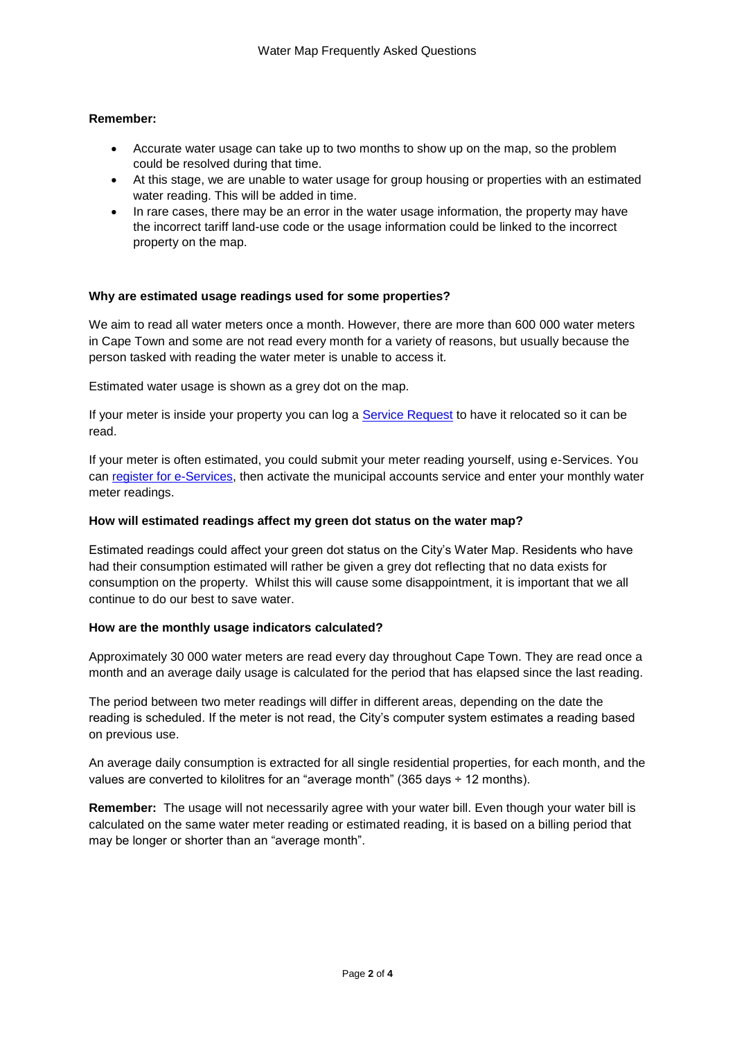**Remember:**

- Accurate water usage can take up to two months to show up on the map, so the problem could be resolved during that time.
- At this stage, we are unable to water usage for group housing or properties with an estimated water reading. This will be added in time.
- In rare cases, there may be an error in the water usage information, the property may have the incorrect tariff land-use code or the usage information could be linked to the incorrect property on the map.

**Why are estimated usage readings used for some properties?**

We aim to read all water meters once a month. However, there are more than 600 000 water meters in Cape Town and some are not read every month for a variety of reasons, but usually because the person tasked with reading the water meter is unable to access it.

Estimated water usage is shown as a grey dot on the map.

If your meter is inside your property you can log a Service Request to have it relocated so it can be read.

If your meter is often estimated, you could submit your meter reading yourself, using e-Services. You can register for e-Services, then activate the municipal accounts service and enter your monthly water meter readings.

**How will estimated readings affect my green dot status on the water map?**

Estimated readings could affect your green dot status on the City's Water Map. Residents who have had their consumption estimated will rather be given a grey dot reflecting that no data exists for consumption on the property. Whilst this will cause some disappointment, it is important that we all continue to do our best to save water.

**How are the monthly usage indicators calculated?**

Approximately 30 000 water meters are read every day throughout Cape Town. They are read once a month and an average daily usage is calculated for the period that has elapsed since the last reading.

The period between two meter readings will differ in different areas, depending on the date the reading is scheduled. If the meter is not read, the City's computer system estimates a reading based on previous use.

An average daily consumption is extracted for all single residential properties, for each month, and the values are converted to kilolitres for an "average month" (365 days ÷ 12 months).

**Remember:** The usage will not necessarily agree with your water bill. Even though your water bill is calculated on the same water meter reading or estimated reading, it is based on a billing period that may be longer or shorter than an "average month".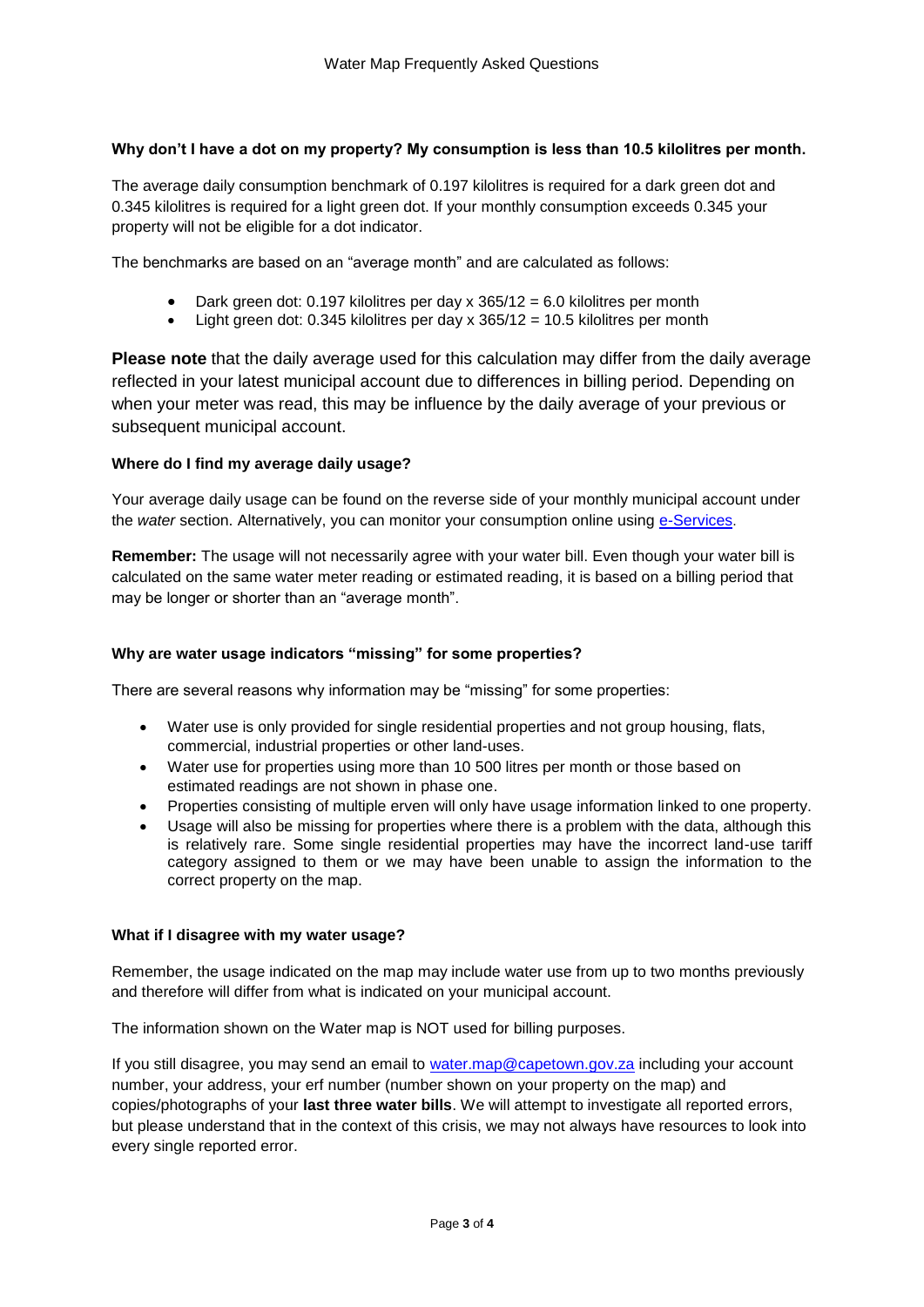**Why don't I have a dot on my property? My consumption is less than 10.5 kilolitres per month.**

The average daily consumption benchmark of 0.197 kilolitres is required for a dark green dot and 0.345 kilolitres is required for a light green dot. If your monthly consumption exceeds 0.345 your property will not be eligible for a dot indicator.

The benchmarks are based on an "average month" and are calculated as follows:

- Dark green dot: 0.197 kilolitres per day x 365/12 = 6.0 kilolitres per month
- Light green dot: 0.345 kilolitres per day x 365/12 = 10.5 kilolitres per month

**Please note** that the daily average used for this calculation may differ from the daily average reflected in your latest municipal account due to differences in billing period. Depending on when your meter was read, this may be influence by the daily average of your previous or subsequent municipal account.

**Where do I find my average daily usage?**

Your average daily usage can be found on the reverse side of your monthly municipal account under the *water* section. Alternatively, you can monitor your consumption online using e-Services.

**Remember:** The usage will not necessarily agree with your water bill. Even though your water bill is calculated on the same water meter reading or estimated reading, it is based on a billing period that may be longer or shorter than an "average month".

**Why are water usage indicators "missing" for some properties?**

There are several reasons why information may be "missing" for some properties:

- Water use is only provided for single residential properties and not group housing, flats, commercial, industrial properties or other land-uses.
- Water use for properties using more than 10 500 litres per month or those based on estimated readings are not shown in phase one.
- Properties consisting of multiple erven will only have usage information linked to one property.
- Usage will also be missing for properties where there is a problem with the data, although this is relatively rare. Some single residential properties may have the incorrect land-use tariff category assigned to them or we may have been unable to assign the information to the correct property on the map.

**What if I disagree with my water usage?**

Remember, the usage indicated on the map may include water use from up to two months previously and therefore will differ from what is indicated on your municipal account.

The information shown on the Water map is NOT used for billing purposes.

If you still disagree, you may send an email to water.map@capetown.gov.za including your account number, your address, your erf number (number shown on your property on the map) and copies/photographs of your **last three water bills**. We will attempt to investigate all reported errors, but please understand that in the context of this crisis, we may not always have resources to look into every single reported error.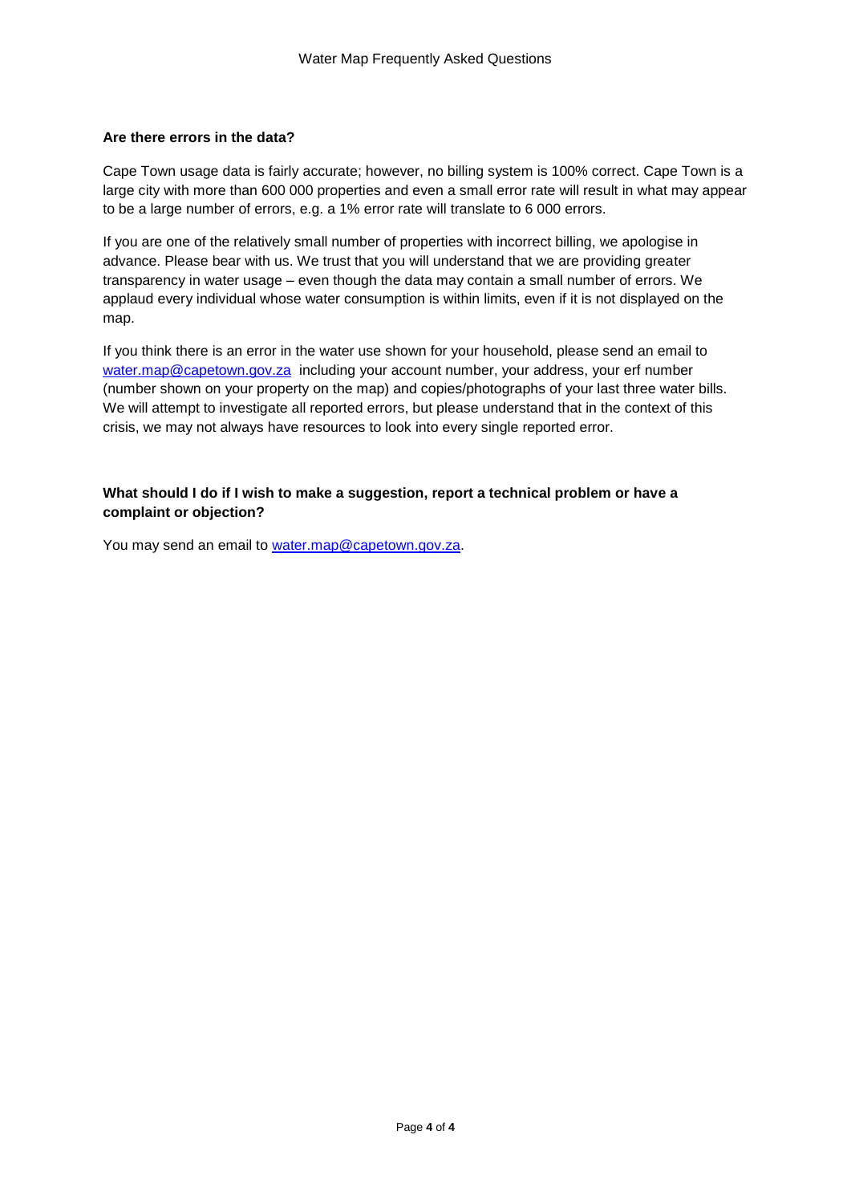**Are there errors in the data?**

Cape Town usage data is fairly accurate; however, no billing system is 100% correct. Cape Town is a large city with more than 600 000 properties and even a small error rate will result in what may appear to be a large number of errors, e.g. a 1% error rate will translate to 6 000 errors.

If you are one of the relatively small number of properties with incorrect billing, we apologise in advance. Please bear with us. We trust that you will understand that we are providing greater transparency in water usage – even though the data may contain a small number of errors. We applaud every individual whose water consumption is within limits, even if it is not displayed on the map.

If you think there is an error in the water use shown for your household, please send an email to water.map@capetown.gov.za including your account number, your address, your erf number (number shown on your property on the map) and copies/photographs of your last three water bills. We will attempt to investigate all reported errors, but please understand that in the context of this crisis, we may not always have resources to look into every single reported error.

**What should I do if I wish to make a suggestion, report a technical problem or have a complaint or objection?**

You may send an email to water.map@capetown.gov.za.